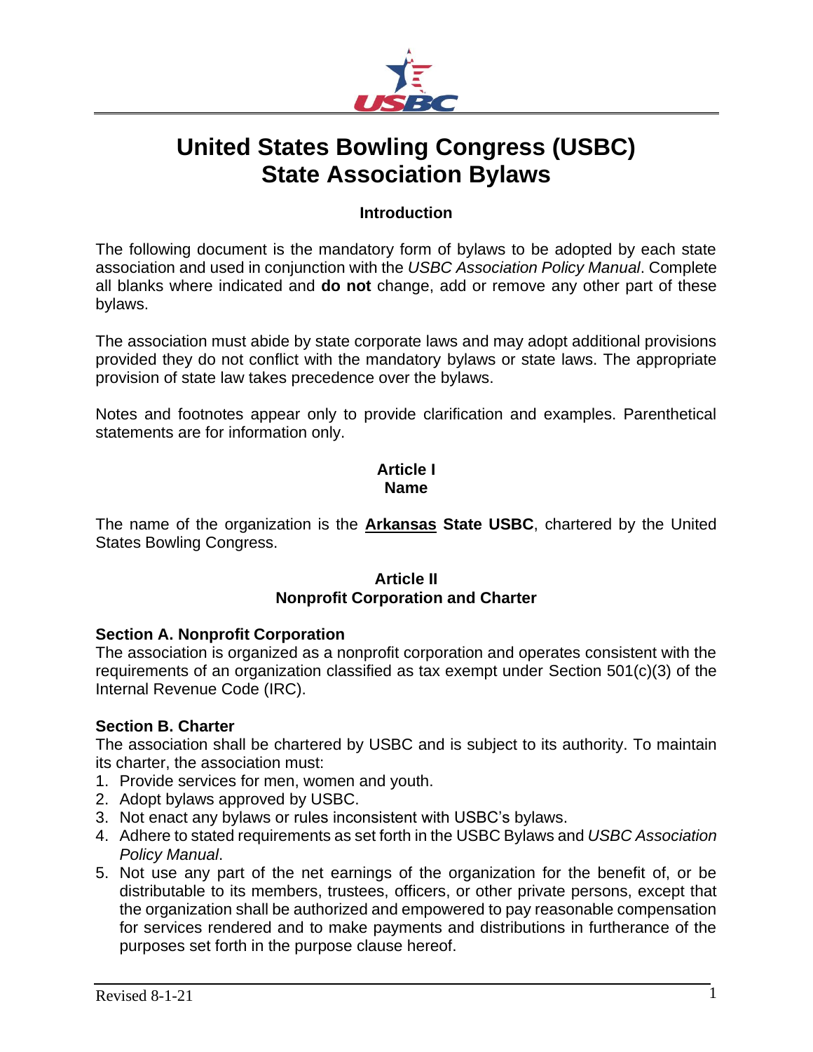# United States Bowling Congress (USBC)
# State Association Bylaws

### Introduction

The following document is the mandatory form of bylaws to be adopted by each state association and used in conjunction with the *USBC Association Policy Manual*. Complete all blanks where indicated and **do not** change, add or remove any other part of these bylaws.

The association must abide by state corporate laws and may adopt additional provisions provided they do not conflict with the mandatory bylaws or state laws. The appropriate provision of state law takes precedence over the bylaws.

Notes and footnotes appear only to provide clarification and examples. Parenthetical statements are for information only.

## Article I
## Name

The name of the organization is the **Arkansas State USBC**, chartered by the United States Bowling Congress.

## Article II
## Nonprofit Corporation and Charter

### Section A. Nonprofit Corporation

The association is organized as a nonprofit corporation and operates consistent with the requirements of an organization classified as tax exempt under Section 501(c)(3) of the Internal Revenue Code (IRC).

### Section B. Charter

The association shall be chartered by USBC and is subject to its authority. To maintain its charter, the association must:

1. Provide services for men, women and youth.
2. Adopt bylaws approved by USBC.
3. Not enact any bylaws or rules inconsistent with USBC's bylaws.
4. Adhere to stated requirements as set forth in the USBC Bylaws and *USBC Association Policy Manual*.
5. Not use any part of the net earnings of the organization for the benefit of, or be distributable to its members, trustees, officers, or other private persons, except that the organization shall be authorized and empowered to pay reasonable compensation for services rendered and to make payments and distributions in furtherance of the purposes set forth in the purpose clause hereof.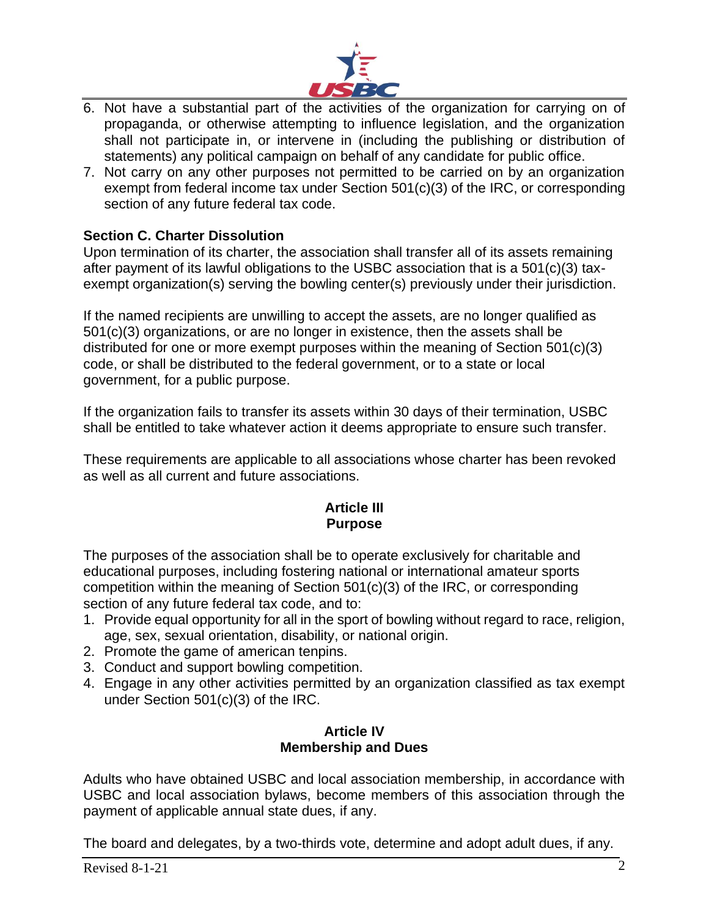6. Not have a substantial part of the activities of the organization for carrying on of propaganda, or otherwise attempting to influence legislation, and the organization shall not participate in, or intervene in (including the publishing or distribution of statements) any political campaign on behalf of any candidate for public office.
7. Not carry on any other purposes not permitted to be carried on by an organization exempt from federal income tax under Section 501(c)(3) of the IRC, or corresponding section of any future federal tax code.

**Section C. Charter Dissolution**

Upon termination of its charter, the association shall transfer all of its assets remaining after payment of its lawful obligations to the USBC association that is a 501(c)(3) tax-exempt organization(s) serving the bowling center(s) previously under their jurisdiction.

If the named recipients are unwilling to accept the assets, are no longer qualified as 501(c)(3) organizations, or are no longer in existence, then the assets shall be distributed for one or more exempt purposes within the meaning of Section 501(c)(3) code, or shall be distributed to the federal government, or to a state or local government, for a public purpose.

If the organization fails to transfer its assets within 30 days of their termination, USBC shall be entitled to take whatever action it deems appropriate to ensure such transfer.

These requirements are applicable to all associations whose charter has been revoked as well as all current and future associations.

## Article III
## Purpose

The purposes of the association shall be to operate exclusively for charitable and educational purposes, including fostering national or international amateur sports competition within the meaning of Section 501(c)(3) of the IRC, or corresponding section of any future federal tax code, and to:

1. Provide equal opportunity for all in the sport of bowling without regard to race, religion, age, sex, sexual orientation, disability, or national origin.
2. Promote the game of american tenpins.
3. Conduct and support bowling competition.
4. Engage in any other activities permitted by an organization classified as tax exempt under Section 501(c)(3) of the IRC.

## Article IV
## Membership and Dues

Adults who have obtained USBC and local association membership, in accordance with USBC and local association bylaws, become members of this association through the payment of applicable annual state dues, if any.

The board and delegates, by a two-thirds vote, determine and adopt adult dues, if any.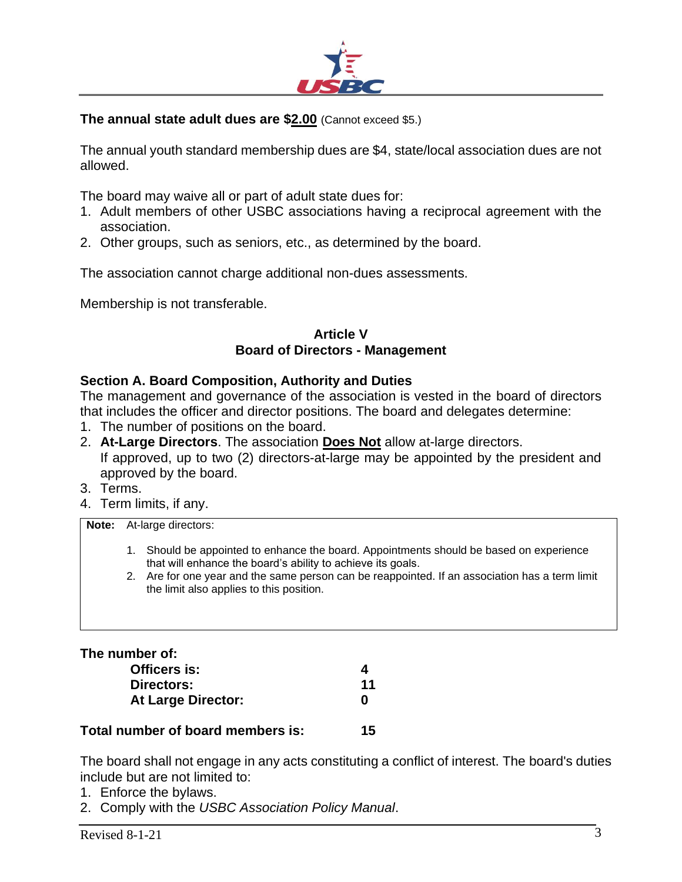**The annual state adult dues are $2.00** (Cannot exceed $5.)

The annual youth standard membership dues are $4, state/local association dues are not allowed.

The board may waive all or part of adult state dues for:

1. Adult members of other USBC associations having a reciprocal agreement with the association.
2. Other groups, such as seniors, etc., as determined by the board.

The association cannot charge additional non-dues assessments.

Membership is not transferable.

## Article V
## Board of Directors - Management

### Section A. Board Composition, Authority and Duties

The management and governance of the association is vested in the board of directors that includes the officer and director positions. The board and delegates determine:

1. The number of positions on the board.
2. **At-Large Directors**. The association **Does Not** allow at-large directors.
   If approved, up to two (2) directors-at-large may be appointed by the president and approved by the board.
3. Terms.
4. Term limits, if any.

> **Note:** At-large directors:
>
> 1. Should be appointed to enhance the board. Appointments should be based on experience that will enhance the board's ability to achieve its goals.
> 2. Are for one year and the same person can be reappointed. If an association has a term limit the limit also applies to this position.

**The number of:**

| | |
|---|---|
| **Officers is:** | **4** |
| **Directors:** | **11** |
| **At Large Director:** | **0** |

**Total number of board members is: 15**

The board shall not engage in any acts constituting a conflict of interest. The board's duties include but are not limited to:

1. Enforce the bylaws.
2. Comply with the *USBC Association Policy Manual*.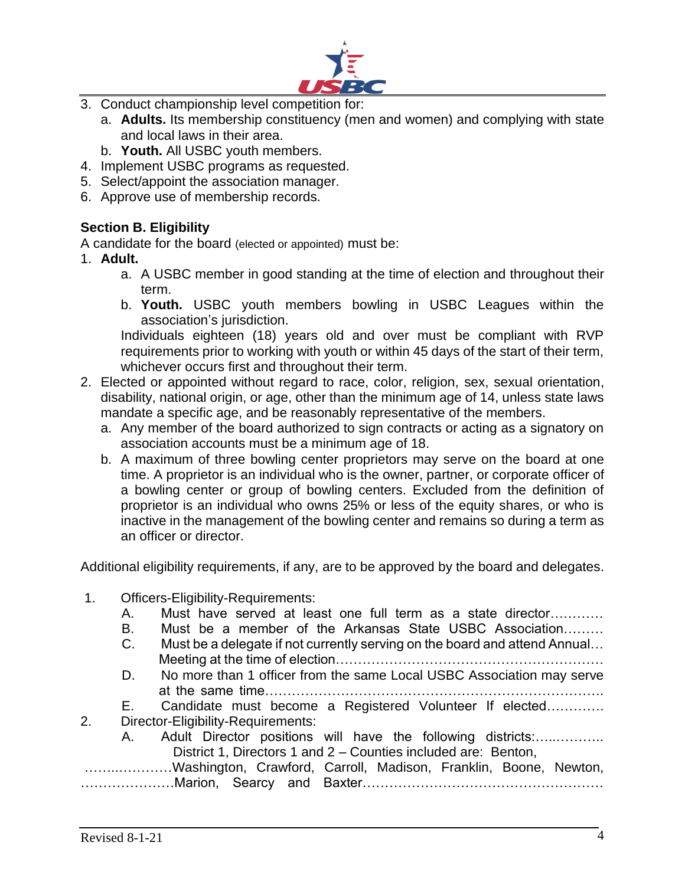3. Conduct championship level competition for:
    a. **Adults.** Its membership constituency (men and women) and complying with state and local laws in their area.
    b. **Youth.** All USBC youth members.
4. Implement USBC programs as requested.
5. Select/appoint the association manager.
6. Approve use of membership records.

**Section B. Eligibility**

A candidate for the board (elected or appointed) must be:

1. **Adult.**
    a. A USBC member in good standing at the time of election and throughout their term.
    b. **Youth.** USBC youth members bowling in USBC Leagues within the association's jurisdiction.

    Individuals eighteen (18) years old and over must be compliant with RVP requirements prior to working with youth or within 45 days of the start of their term, whichever occurs first and throughout their term.
2. Elected or appointed without regard to race, color, religion, sex, sexual orientation, disability, national origin, or age, other than the minimum age of 14, unless state laws mandate a specific age, and be reasonably representative of the members.
    a. Any member of the board authorized to sign contracts or acting as a signatory on association accounts must be a minimum age of 18.
    b. A maximum of three bowling center proprietors may serve on the board at one time. A proprietor is an individual who is the owner, partner, or corporate officer of a bowling center or group of bowling centers. Excluded from the definition of proprietor is an individual who owns 25% or less of the equity shares, or who is inactive in the management of the bowling center and remains so during a term as an officer or director.

Additional eligibility requirements, if any, are to be approved by the board and delegates.

1. Officers-Eligibility-Requirements:
    A. Must have served at least one full term as a state director…………
    B. Must be a member of the Arkansas State USBC Association………
    C. Must be a delegate if not currently serving on the board and attend Annual… Meeting at the time of election……………………………………………………
    D. No more than 1 officer from the same Local USBC Association may serve at the same time…………………………………………………………………….
    E. Candidate must become a Registered Volunteer If elected………….
2. Director-Eligibility-Requirements:
    A. Adult Director positions will have the following districts:…...……….. District 1, Directors 1 and 2 – Counties included are: Benton, ……..…………Washington, Crawford, Carroll, Madison, Franklin, Boone, Newton, …………………Marion, Searcy and Baxter………………………………………………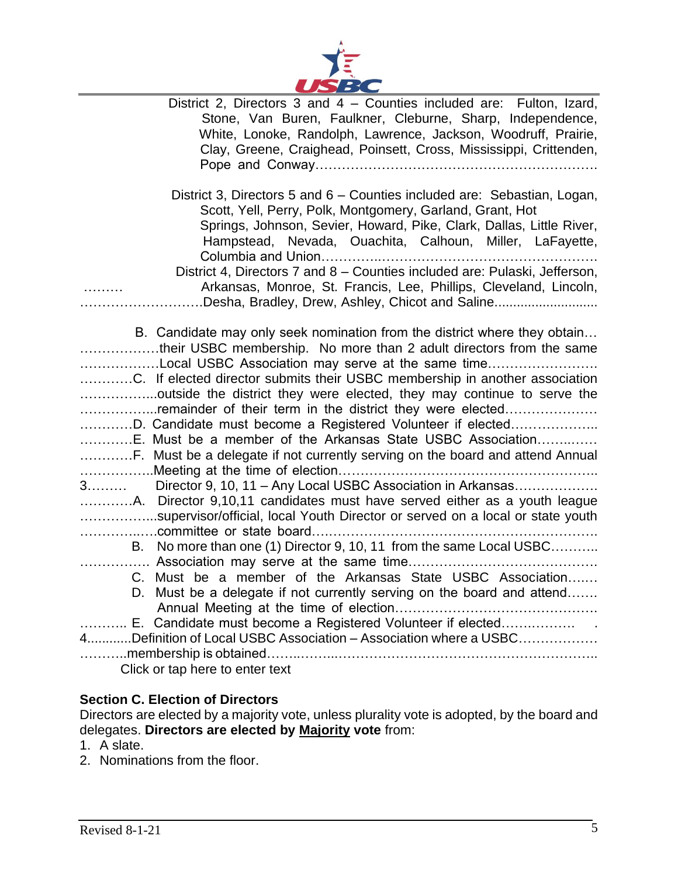District 2, Directors 3 and 4 – Counties included are: Fulton, Izard, Stone, Van Buren, Faulkner, Cleburne, Sharp, Independence, White, Lonoke, Randolph, Lawrence, Jackson, Woodruff, Prairie, Clay, Greene, Craighead, Poinsett, Cross, Mississippi, Crittenden, Pope and Conway

District 3, Directors 5 and 6 – Counties included are: Sebastian, Logan, Scott, Yell, Perry, Polk, Montgomery, Garland, Grant, Hot Springs, Johnson, Sevier, Howard, Pike, Clark, Dallas, Little River, Hampstead, Nevada, Ouachita, Calhoun, Miller, LaFayette, Columbia and Union

District 4, Directors 7 and 8 – Counties included are: Pulaski, Jefferson, Arkansas, Monroe, St. Francis, Lee, Phillips, Cleveland, Lincoln, Desha, Bradley, Drew, Ashley, Chicot and Saline

B. Candidate may only seek nomination from the district where they obtain their USBC membership. No more than 2 adult directors from the same Local USBC Association may serve at the same time.

C. If elected director submits their USBC membership in another association outside the district they were elected, they may continue to serve the remainder of their term in the district they were elected

D. Candidate must become a Registered Volunteer if elected

E. Must be a member of the Arkansas State USBC Association

F. Must be a delegate if not currently serving on the board and attend Annual Meeting at the time of election

3. Director 9, 10, 11 – Any Local USBC Association in Arkansas

A. Director 9,10,11 candidates must have served either as a youth league supervisor/official, local Youth Director or served on a local or state youth committee or state board

B. No more than one (1) Director 9, 10, 11 from the same Local USBC Association may serve at the same time

C. Must be a member of the Arkansas State USBC Association

D. Must be a delegate if not currently serving on the board and attend Annual Meeting at the time of election

E. Candidate must become a Registered Volunteer if elected

4. Definition of Local USBC Association – Association where a USBC membership is obtained

Click or tap here to enter text

**Section C. Election of Directors**

Directors are elected by a majority vote, unless plurality vote is adopted, by the board and delegates. **Directors are elected by <u>Majority</u> vote** from:

1. A slate.
2. Nominations from the floor.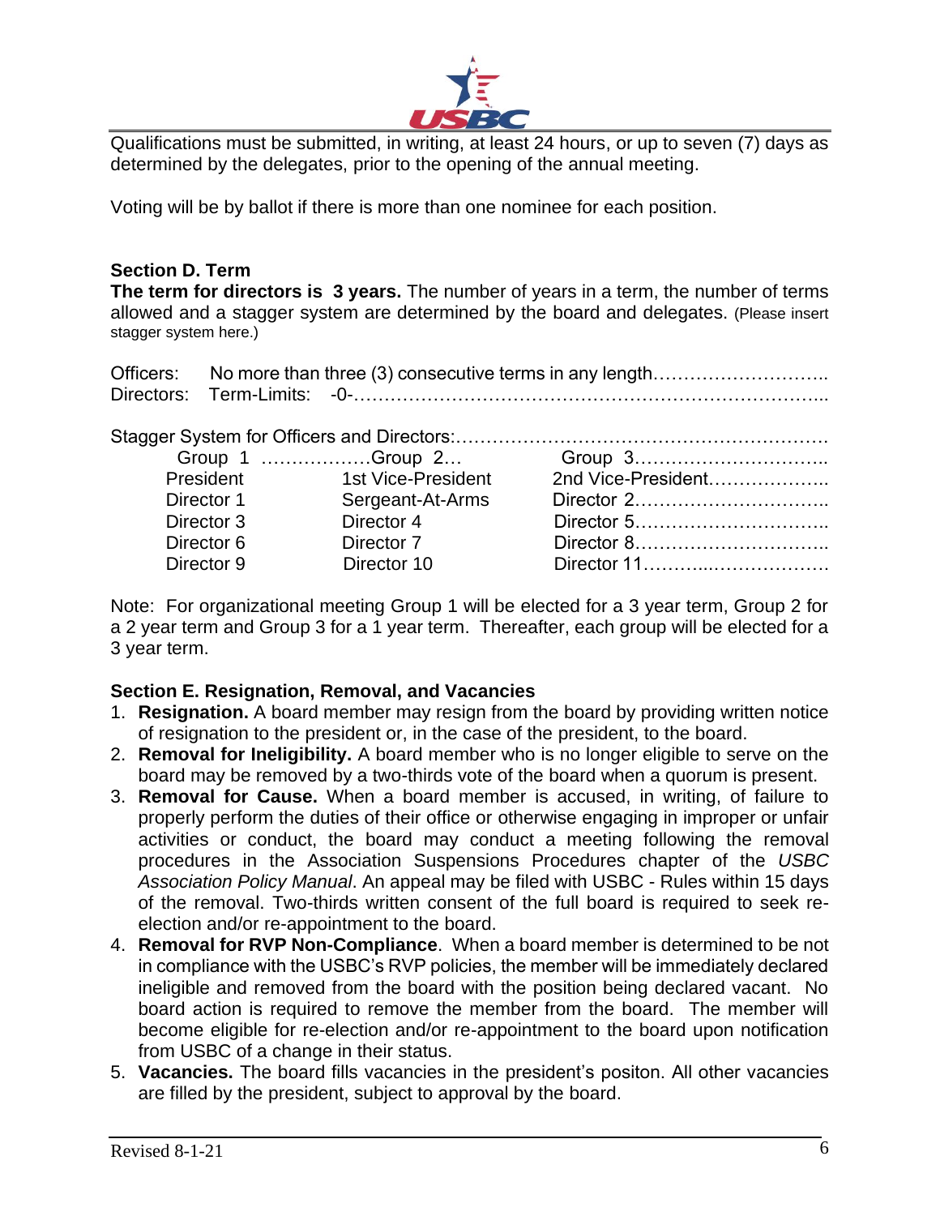Qualifications must be submitted, in writing, at least 24 hours, or up to seven (7) days as determined by the delegates, prior to the opening of the annual meeting.

Voting will be by ballot if there is more than one nominee for each position.

**Section D. Term**

**The term for directors is 3 years.** The number of years in a term, the number of terms allowed and a stagger system are determined by the board and delegates. (Please insert stagger system here.)

Officers: No more than three (3) consecutive terms in any length………………………..
Directors: Term-Limits: -0-…………………………………………………………………...

Stagger System for Officers and Directors:…………………………………………………….

| Group 1 | Group 2 | Group 3 |
|---|---|---|
| President | 1st Vice-President | 2nd Vice-President |
| Director 1 | Sergeant-At-Arms | Director 2 |
| Director 3 | Director 4 | Director 5 |
| Director 6 | Director 7 | Director 8 |
| Director 9 | Director 10 | Director 11 |

Note: For organizational meeting Group 1 will be elected for a 3 year term, Group 2 for a 2 year term and Group 3 for a 1 year term. Thereafter, each group will be elected for a 3 year term.

**Section E. Resignation, Removal, and Vacancies**

1. **Resignation.** A board member may resign from the board by providing written notice of resignation to the president or, in the case of the president, to the board.
2. **Removal for Ineligibility.** A board member who is no longer eligible to serve on the board may be removed by a two-thirds vote of the board when a quorum is present.
3. **Removal for Cause.** When a board member is accused, in writing, of failure to properly perform the duties of their office or otherwise engaging in improper or unfair activities or conduct, the board may conduct a meeting following the removal procedures in the Association Suspensions Procedures chapter of the *USBC Association Policy Manual*. An appeal may be filed with USBC - Rules within 15 days of the removal. Two-thirds written consent of the full board is required to seek re-election and/or re-appointment to the board.
4. **Removal for RVP Non-Compliance**. When a board member is determined to be not in compliance with the USBC's RVP policies, the member will be immediately declared ineligible and removed from the board with the position being declared vacant. No board action is required to remove the member from the board. The member will become eligible for re-election and/or re-appointment to the board upon notification from USBC of a change in their status.
5. **Vacancies.** The board fills vacancies in the president's positon. All other vacancies are filled by the president, subject to approval by the board.

Revised 8-1-21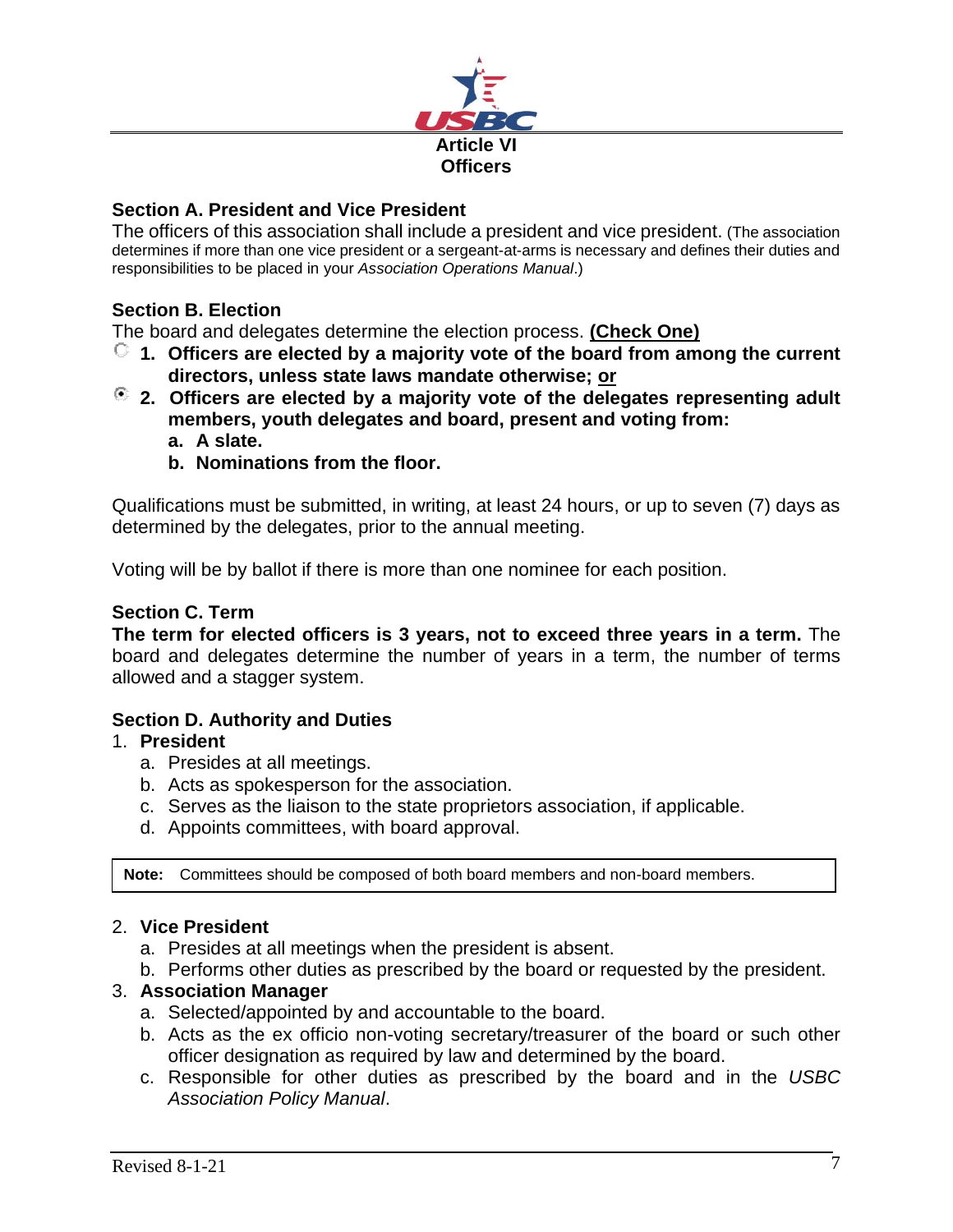# Article VI
# Officers

### Section A. President and Vice President

The officers of this association shall include a president and vice president. (The association determines if more than one vice president or a sergeant-at-arms is necessary and defines their duties and responsibilities to be placed in your *Association Operations Manual*.)

### Section B. Election

The board and delegates determine the election process. **(Check One)**

- ○ **1. Officers are elected by a majority vote of the board from among the current directors, unless state laws mandate otherwise; or**
- ◉ **2. Officers are elected by a majority vote of the delegates representing adult members, youth delegates and board, present and voting from:**
  - **a. A slate.**
  - **b. Nominations from the floor.**

Qualifications must be submitted, in writing, at least 24 hours, or up to seven (7) days as determined by the delegates, prior to the annual meeting.

Voting will be by ballot if there is more than one nominee for each position.

### Section C. Term

**The term for elected officers is 3 years, not to exceed three years in a term.** The board and delegates determine the number of years in a term, the number of terms allowed and a stagger system.

### Section D. Authority and Duties

1. **President**
   a. Presides at all meetings.
   b. Acts as spokesperson for the association.
   c. Serves as the liaison to the state proprietors association, if applicable.
   d. Appoints committees, with board approval.

> **Note:** Committees should be composed of both board members and non-board members.

2. **Vice President**
   a. Presides at all meetings when the president is absent.
   b. Performs other duties as prescribed by the board or requested by the president.
3. **Association Manager**
   a. Selected/appointed by and accountable to the board.
   b. Acts as the ex officio non-voting secretary/treasurer of the board or such other officer designation as required by law and determined by the board.
   c. Responsible for other duties as prescribed by the board and in the *USBC Association Policy Manual*.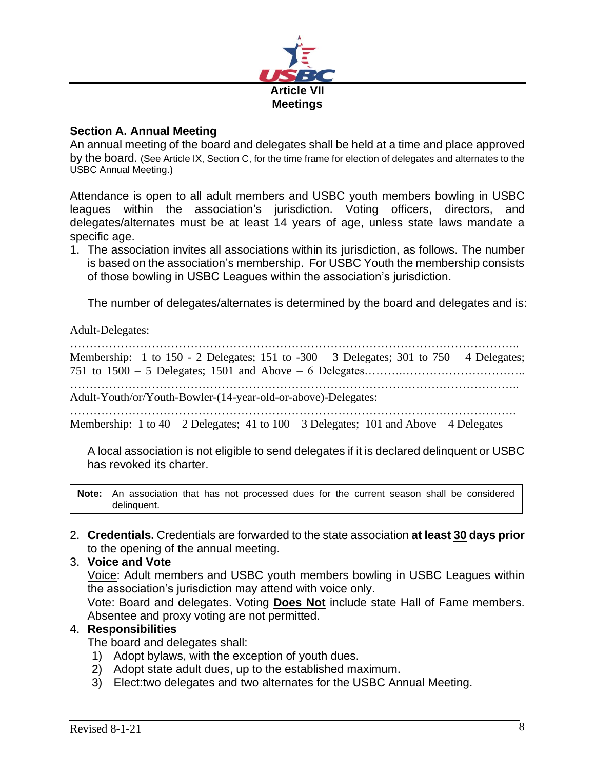# Article VII
# Meetings

### Section A. Annual Meeting

An annual meeting of the board and delegates shall be held at a time and place approved by the board. (See Article IX, Section C, for the time frame for election of delegates and alternates to the USBC Annual Meeting.)

Attendance is open to all adult members and USBC youth members bowling in USBC leagues within the association's jurisdiction. Voting officers, directors, and delegates/alternates must be at least 14 years of age, unless state laws mandate a specific age.

1. The association invites all associations within its jurisdiction, as follows. The number is based on the association's membership. For USBC Youth the membership consists of those bowling in USBC Leagues within the association's jurisdiction.

   The number of delegates/alternates is determined by the board and delegates and is:

Adult-Delegates:

…………………………………………………………………………………………………..
Membership: 1 to 150 - 2 Delegates; 151 to -300 – 3 Delegates; 301 to 750 – 4 Delegates; 751 to 1500 – 5 Delegates; 1501 and Above – 6 Delegates……….…………………………..
…………………………………………………………………………………………………..
Adult-Youth/or/Youth-Bowler-(14-year-old-or-above)-Delegates:
………………………………………………………………………………………………….
Membership: 1 to 40 – 2 Delegates; 41 to 100 – 3 Delegates; 101 and Above – 4 Delegates

   A local association is not eligible to send delegates if it is declared delinquent or USBC has revoked its charter.

> **Note:** An association that has not processed dues for the current season shall be considered delinquent.

2. **Credentials.** Credentials are forwarded to the state association **at least 30 days prior** to the opening of the annual meeting.
3. **Voice and Vote**
   Voice: Adult members and USBC youth members bowling in USBC Leagues within the association's jurisdiction may attend with voice only.
   Vote: Board and delegates. Voting **Does Not** include state Hall of Fame members. Absentee and proxy voting are not permitted.
4. **Responsibilities**
   The board and delegates shall:
   1) Adopt bylaws, with the exception of youth dues.
   2) Adopt state adult dues, up to the established maximum.
   3) Elect:two delegates and two alternates for the USBC Annual Meeting.

Revised 8-1-21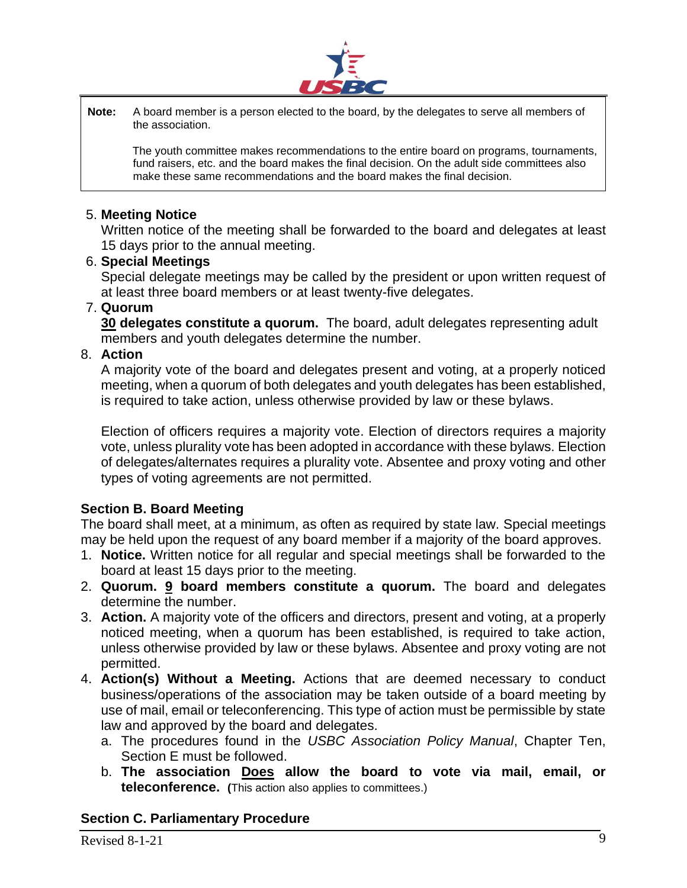> **Note:** A board member is a person elected to the board, by the delegates to serve all members of the association.
>
> The youth committee makes recommendations to the entire board on programs, tournaments, fund raisers, etc. and the board makes the final decision. On the adult side committees also make these same recommendations and the board makes the final decision.

5. **Meeting Notice**
   Written notice of the meeting shall be forwarded to the board and delegates at least 15 days prior to the annual meeting.
6. **Special Meetings**
   Special delegate meetings may be called by the president or upon written request of at least three board members or at least twenty-five delegates.
7. **Quorum**
   **<u>30</u> delegates constitute a quorum.** The board, adult delegates representing adult members and youth delegates determine the number.
8. **Action**
   A majority vote of the board and delegates present and voting, at a properly noticed meeting, when a quorum of both delegates and youth delegates has been established, is required to take action, unless otherwise provided by law or these bylaws.

   Election of officers requires a majority vote. Election of directors requires a majority vote, unless plurality vote has been adopted in accordance with these bylaws. Election of delegates/alternates requires a plurality vote. Absentee and proxy voting and other types of voting agreements are not permitted.

### Section B. Board Meeting

The board shall meet, at a minimum, as often as required by state law. Special meetings may be held upon the request of any board member if a majority of the board approves.

1. **Notice.** Written notice for all regular and special meetings shall be forwarded to the board at least 15 days prior to the meeting.
2. **Quorum. <u>9</u> board members constitute a quorum.** The board and delegates determine the number.
3. **Action.** A majority vote of the officers and directors, present and voting, at a properly noticed meeting, when a quorum has been established, is required to take action, unless otherwise provided by law or these bylaws. Absentee and proxy voting are not permitted.
4. **Action(s) Without a Meeting.** Actions that are deemed necessary to conduct business/operations of the association may be taken outside of a board meeting by use of mail, email or teleconferencing. This type of action must be permissible by state law and approved by the board and delegates.
   a. The procedures found in the *USBC Association Policy Manual*, Chapter Ten, Section E must be followed.
   b. **The association <u>Does</u> allow the board to vote via mail, email, or teleconference. (**This action also applies to committees.)

### Section C. Parliamentary Procedure

Revised 8-1-21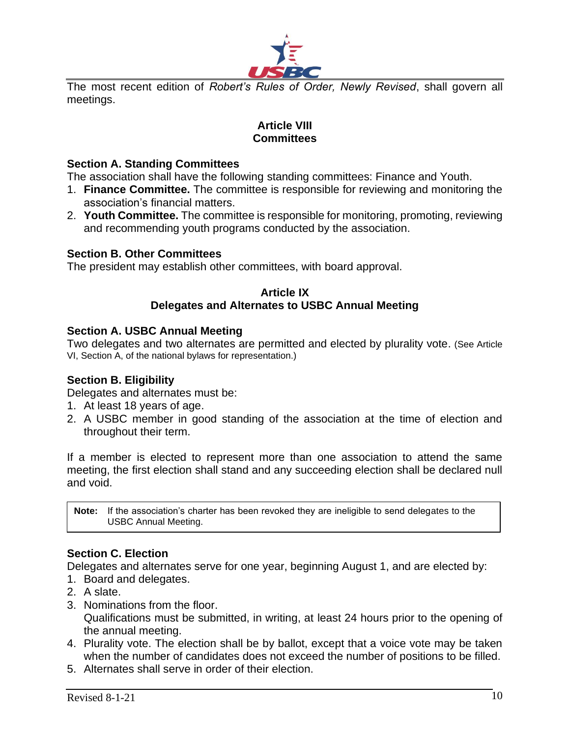The most recent edition of *Robert's Rules of Order, Newly Revised*, shall govern all meetings.

## Article VIII
## Committees

### Section A. Standing Committees

The association shall have the following standing committees: Finance and Youth.

1. **Finance Committee.** The committee is responsible for reviewing and monitoring the association's financial matters.
2. **Youth Committee.** The committee is responsible for monitoring, promoting, reviewing and recommending youth programs conducted by the association.

### Section B. Other Committees

The president may establish other committees, with board approval.

## Article IX
## Delegates and Alternates to USBC Annual Meeting

### Section A. USBC Annual Meeting

Two delegates and two alternates are permitted and elected by plurality vote. (See Article VI, Section A, of the national bylaws for representation.)

### Section B. Eligibility

Delegates and alternates must be:

1. At least 18 years of age.
2. A USBC member in good standing of the association at the time of election and throughout their term.

If a member is elected to represent more than one association to attend the same meeting, the first election shall stand and any succeeding election shall be declared null and void.

> **Note:** If the association's charter has been revoked they are ineligible to send delegates to the USBC Annual Meeting.

### Section C. Election

Delegates and alternates serve for one year, beginning August 1, and are elected by:

1. Board and delegates.
2. A slate.
3. Nominations from the floor.
   Qualifications must be submitted, in writing, at least 24 hours prior to the opening of the annual meeting.
4. Plurality vote. The election shall be by ballot, except that a voice vote may be taken when the number of candidates does not exceed the number of positions to be filled.
5. Alternates shall serve in order of their election.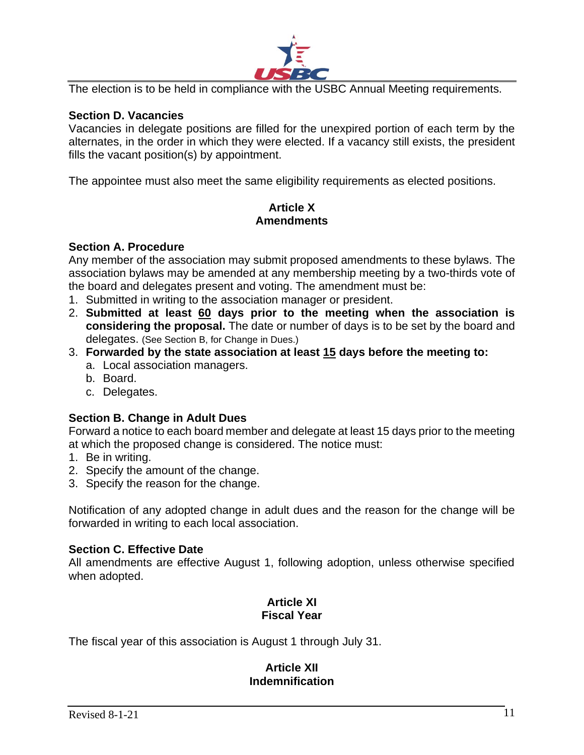The election is to be held in compliance with the USBC Annual Meeting requirements.

**Section D. Vacancies**
Vacancies in delegate positions are filled for the unexpired portion of each term by the alternates, in the order in which they were elected. If a vacancy still exists, the president fills the vacant position(s) by appointment.

The appointee must also meet the same eligibility requirements as elected positions.

## Article X
## Amendments

**Section A. Procedure**
Any member of the association may submit proposed amendments to these bylaws. The association bylaws may be amended at any membership meeting by a two-thirds vote of the board and delegates present and voting. The amendment must be:

1. Submitted in writing to the association manager or president.
2. **Submitted at least <u>60</u> days prior to the meeting when the association is considering the proposal.** The date or number of days is to be set by the board and delegates. (See Section B, for Change in Dues.)
3. **Forwarded by the state association at least <u>15</u> days before the meeting to:**
   a. Local association managers.
   b. Board.
   c. Delegates.

**Section B. Change in Adult Dues**
Forward a notice to each board member and delegate at least 15 days prior to the meeting at which the proposed change is considered. The notice must:

1. Be in writing.
2. Specify the amount of the change.
3. Specify the reason for the change.

Notification of any adopted change in adult dues and the reason for the change will be forwarded in writing to each local association.

**Section C. Effective Date**
All amendments are effective August 1, following adoption, unless otherwise specified when adopted.

## Article XI
## Fiscal Year

The fiscal year of this association is August 1 through July 31.

## Article XII
## Indemnification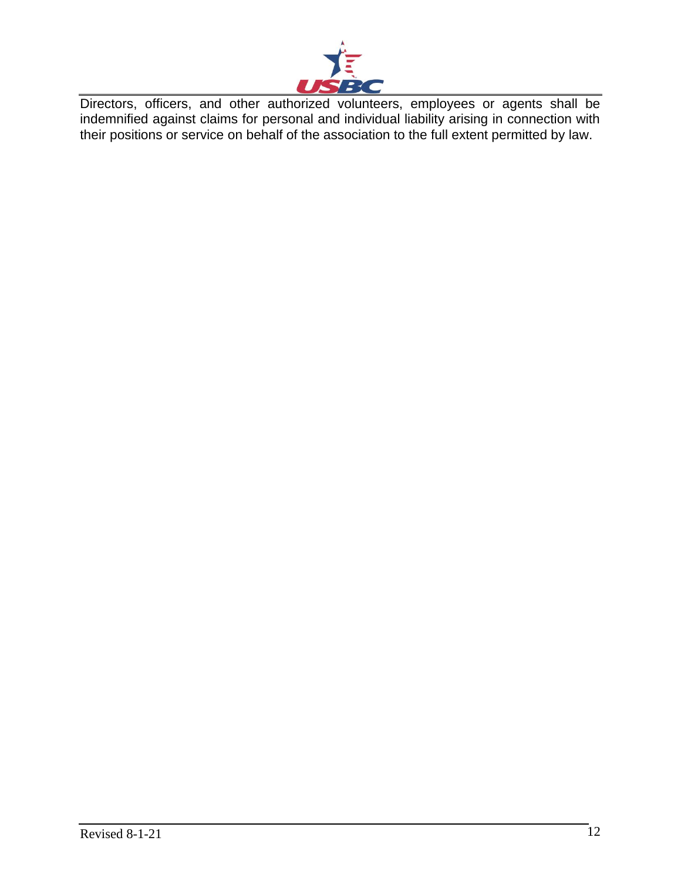Directors, officers, and other authorized volunteers, employees or agents shall be indemnified against claims for personal and individual liability arising in connection with their positions or service on behalf of the association to the full extent permitted by law.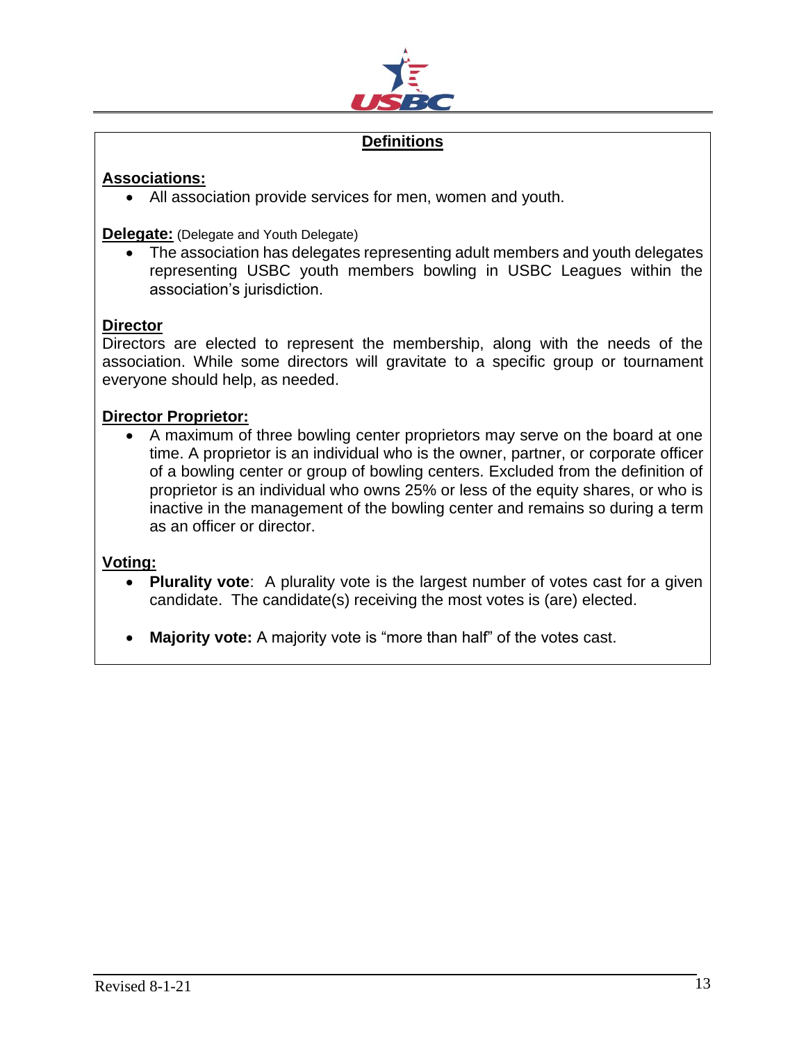## Definitions

**Associations:**

- All association provide services for men, women and youth.

**Delegate:** (Delegate and Youth Delegate)

- The association has delegates representing adult members and youth delegates representing USBC youth members bowling in USBC Leagues within the association's jurisdiction.

**Director**

Directors are elected to represent the membership, along with the needs of the association. While some directors will gravitate to a specific group or tournament everyone should help, as needed.

**Director Proprietor:**

- A maximum of three bowling center proprietors may serve on the board at one time. A proprietor is an individual who is the owner, partner, or corporate officer of a bowling center or group of bowling centers. Excluded from the definition of proprietor is an individual who owns 25% or less of the equity shares, or who is inactive in the management of the bowling center and remains so during a term as an officer or director.

**Voting:**

- **Plurality vote**: A plurality vote is the largest number of votes cast for a given candidate. The candidate(s) receiving the most votes is (are) elected.
- **Majority vote:** A majority vote is "more than half" of the votes cast.